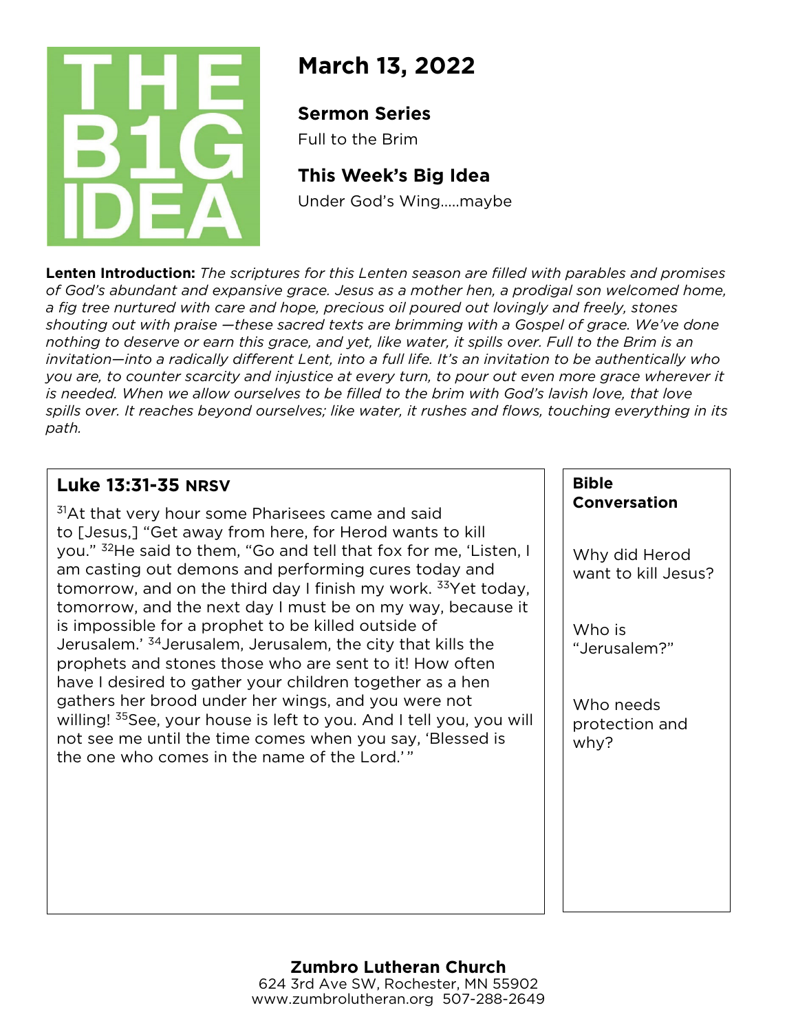THE B1G IDEA

# March 13, 2022

## Sermon Series

Full to the Brim

## This Week's Big Idea

Under God's Wing.....maybe

**Lenten Introduction:** *The scriptures for this Lenten season are filled with parables and promises of God's abundant and expansive grace. Jesus as a mother hen, a prodigal son welcomed home, a fig tree nurtured with care and hope, precious oil poured out lovingly and freely, stones shouting out with praise —these sacred texts are brimming with a Gospel of grace. We've done nothing to deserve or earn this grace, and yet, like water, it spills over. Full to the Brim is an invitation—into a radically different Lent, into a full life. It's an invitation to be authentically who you are, to counter scarcity and injustice at every turn, to pour out even more grace wherever it is needed. When we allow ourselves to be filled to the brim with God's lavish love, that love spills over. It reaches beyond ourselves; like water, it rushes and flows, touching everything in its path.*

## Luke 13:31-35 NRSV

[31]At that very hour some Pharisees came and said to [Jesus,] "Get away from here, for Herod wants to kill you." [32]He said to them, "Go and tell that fox for me, 'Listen, I am casting out demons and performing cures today and tomorrow, and on the third day I finish my work. [33]Yet today, tomorrow, and the next day I must be on my way, because it is impossible for a prophet to be killed outside of Jerusalem.' [34]Jerusalem, Jerusalem, the city that kills the prophets and stones those who are sent to it! How often have I desired to gather your children together as a hen gathers her brood under her wings, and you were not willing! [35]See, your house is left to you. And I tell you, you will not see me until the time comes when you say, 'Blessed is the one who comes in the name of the Lord.' "

## Bible Conversation

Why did Herod want to kill Jesus?

Who is "Jerusalem?"

Who needs protection and why?

**Zumbro Lutheran Church**
624 3rd Ave SW, Rochester, MN 55902
www.zumbrolutheran.org 507-288-2649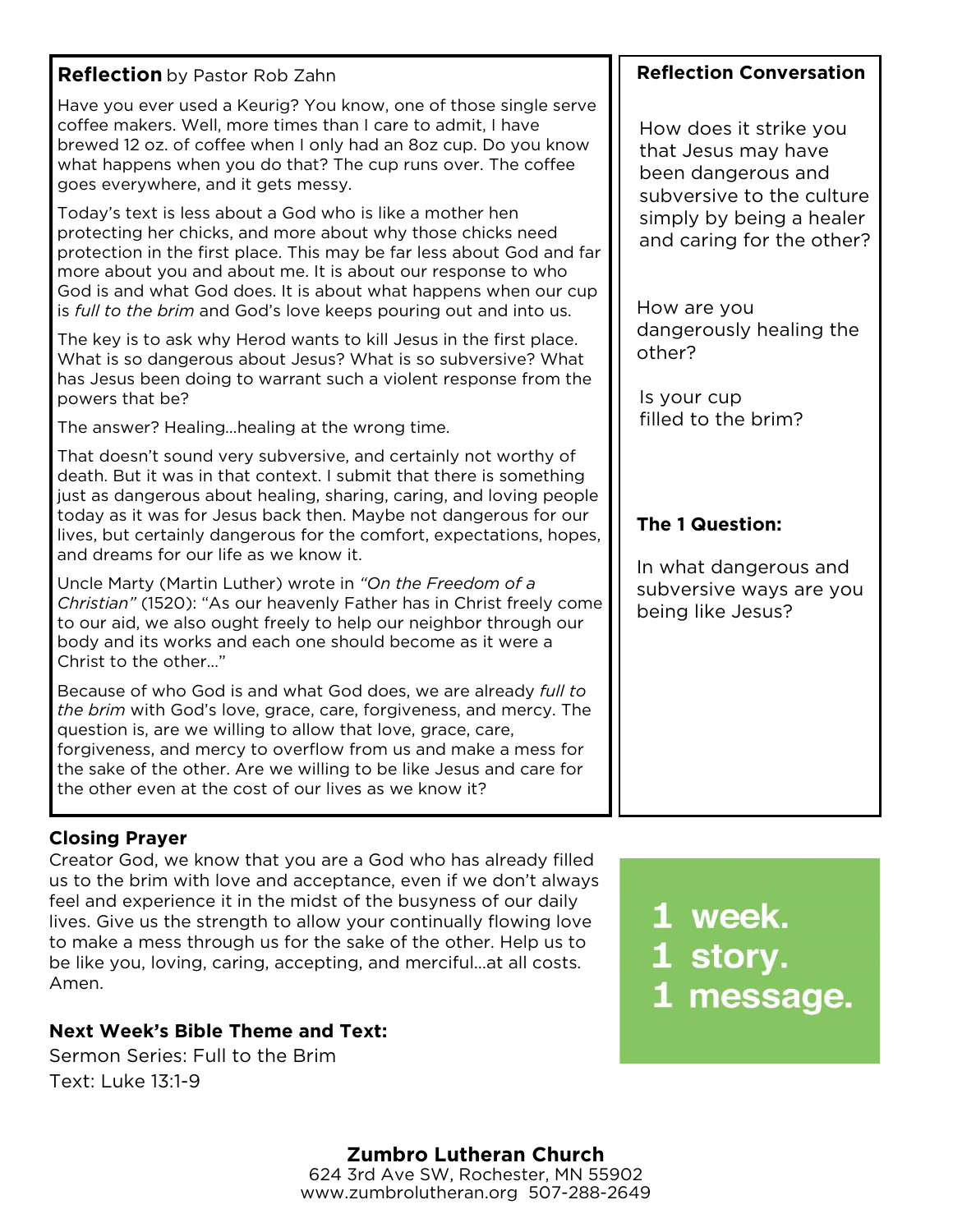## **Reflection** by Pastor Rob Zahn

Have you ever used a Keurig? You know, one of those single serve coffee makers. Well, more times than I care to admit, I have brewed 12 oz. of coffee when I only had an 8oz cup. Do you know what happens when you do that? The cup runs over. The coffee goes everywhere, and it gets messy.

Today's text is less about a God who is like a mother hen protecting her chicks, and more about why those chicks need protection in the first place. This may be far less about God and far more about you and about me. It is about our response to who God is and what God does. It is about what happens when our cup is *full to the brim* and God's love keeps pouring out and into us.

The key is to ask why Herod wants to kill Jesus in the first place. What is so dangerous about Jesus? What is so subversive? What has Jesus been doing to warrant such a violent response from the powers that be?

The answer? Healing…healing at the wrong time.

That doesn't sound very subversive, and certainly not worthy of death. But it was in that context. I submit that there is something just as dangerous about healing, sharing, caring, and loving people today as it was for Jesus back then. Maybe not dangerous for our lives, but certainly dangerous for the comfort, expectations, hopes, and dreams for our life as we know it.

Uncle Marty (Martin Luther) wrote in *"On the Freedom of a Christian"* (1520): "As our heavenly Father has in Christ freely come to our aid, we also ought freely to help our neighbor through our body and its works and each one should become as it were a Christ to the other…"

Because of who God is and what God does, we are already *full to the brim* with God's love, grace, care, forgiveness, and mercy. The question is, are we willing to allow that love, grace, care, forgiveness, and mercy to overflow from us and make a mess for the sake of the other. Are we willing to be like Jesus and care for the other even at the cost of our lives as we know it?

## **Reflection Conversation**

How does it strike you that Jesus may have been dangerous and subversive to the culture simply by being a healer and caring for the other?

How are you dangerously healing the other?

Is your cup filled to the brim?

**The 1 Question:**

In what dangerous and subversive ways are you being like Jesus?

## **Closing Prayer**

Creator God, we know that you are a God who has already filled us to the brim with love and acceptance, even if we don't always feel and experience it in the midst of the busyness of our daily lives. Give us the strength to allow your continually flowing love to make a mess through us for the sake of the other. Help us to be like you, loving, caring, accepting, and merciful…at all costs. Amen.

## **Next Week's Bible Theme and Text:**

Sermon Series: Full to the Brim

Text: Luke 13:1-9

**1 week.**
**1 story.**
**1 message.**

**Zumbro Lutheran Church**
624 3rd Ave SW, Rochester, MN 55902
www.zumbrolutheran.org 507-288-2649